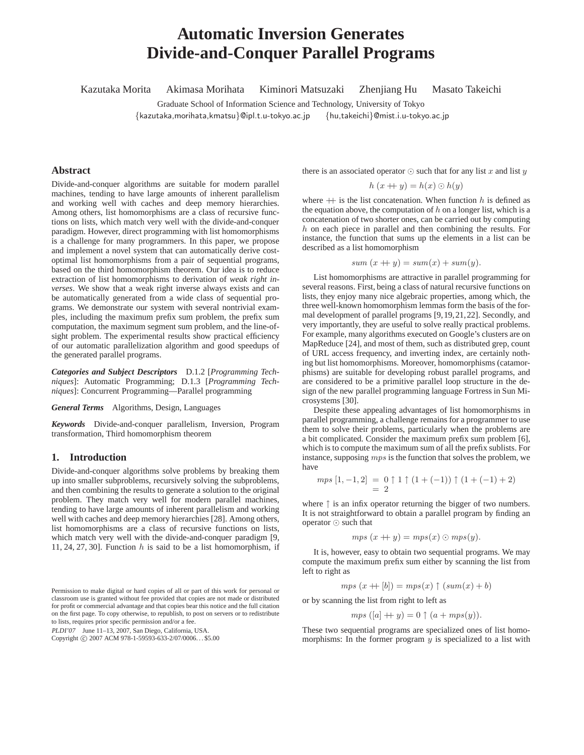# Automatic Inversion Generates Divide-and-Conquer Parallel Programs

Kazutaka Morita  Akimasa Morihata  Kiminori Matsuzaki  Zhenjiang Hu  Masato Takeichi

Graduate School of Information Science and Technology, University of Tokyo

{kazutaka,morihata,kmatsu}@ipl.t.u-tokyo.ac.jp  {hu,takeichi}@mist.i.u-tokyo.ac.jp

## Abstract

Divide-and-conquer algorithms are suitable for modern parallel machines, tending to have large amounts of inherent parallelism and working well with caches and deep memory hierarchies. Among others, list homomorphisms are a class of recursive functions on lists, which match very well with the divide-and-conquer paradigm. However, direct programming with list homomorphisms is a challenge for many programmers. In this paper, we propose and implement a novel system that can automatically derive cost-optimal list homomorphisms from a pair of sequential programs, based on the third homomorphism theorem. Our idea is to reduce extraction of list homomorphisms to derivation of *weak right inverses*. We show that a weak right inverse always exists and can be automatically generated from a wide class of sequential programs. We demonstrate our system with several nontrivial examples, including the maximum prefix sum problem, the prefix sum computation, the maximum segment sum problem, and the line-of-sight problem. The experimental results show practical efficiency of our automatic parallelization algorithm and good speedups of the generated parallel programs.

***Categories and Subject Descriptors*** D.1.2 [*Programming Techniques*]: Automatic Programming; D.1.3 [*Programming Techniques*]: Concurrent Programming—Parallel programming

***General Terms*** Algorithms, Design, Languages

***Keywords*** Divide-and-conquer parallelism, Inversion, Program transformation, Third homomorphism theorem

## 1. Introduction

Divide-and-conquer algorithms solve problems by breaking them up into smaller subproblems, recursively solving the subproblems, and then combining the results to generate a solution to the original problem. They match very well for modern parallel machines, tending to have large amounts of inherent parallelism and working well with caches and deep memory hierarchies [28]. Among others, list homomorphisms are a class of recursive functions on lists, which match very well with the divide-and-conquer paradigm [9, 11, 24, 27, 30]. Function $h$ is said to be a list homomorphism, if there is an associated operator $\odot$ such that for any list $x$ and list $y$

$$h\ (x +\!\!+\ y) = h(x) \odot h(y)$$

where $+\!\!+$ is the list concatenation. When function $h$ is defined as the equation above, the computation of $h$ on a longer list, which is a concatenation of two shorter ones, can be carried out by computing $h$ on each piece in parallel and then combining the results. For instance, the function that sums up the elements in a list can be described as a list homomorphism

$$sum\ (x +\!\!+\ y) = sum(x) + sum(y).$$

List homomorphisms are attractive in parallel programming for several reasons. First, being a class of natural recursive functions on lists, they enjoy many nice algebraic properties, among which, the three well-known homomorphism lemmas form the basis of the formal development of parallel programs [9, 19, 21, 22]. Secondly, and very importantly, they are useful to solve really practical problems. For example, many algorithms executed on Google's clusters are on MapReduce [24], and most of them, such as distributed grep, count of URL access frequency, and inverting index, are certainly nothing but list homomorphisms. Moreover, homomorphisms (catamorphisms) are suitable for developing robust parallel programs, and are considered to be a primitive parallel loop structure in the design of the new parallel programming language Fortress in Sun Microsystems [30].

Despite these appealing advantages of list homomorphisms in parallel programming, a challenge remains for a programmer to use them to solve their problems, particularly when the problems are a bit complicated. Consider the maximum prefix sum problem [6], which is to compute the maximum sum of all the prefix sublists. For instance, supposing $mps$ is the function that solves the problem, we have

$$\begin{aligned} mps\ [1, -1, 2] &= 0 \uparrow 1 \uparrow (1 + (-1)) \uparrow (1 + (-1) + 2) \\ &= 2 \end{aligned}$$

where $\uparrow$ is an infix operator returning the bigger of two numbers. It is not straightforward to obtain a parallel program by finding an operator $\odot$ such that

$$mps\ (x +\!\!+\ y) = mps(x) \odot mps(y).$$

It is, however, easy to obtain two sequential programs. We may compute the maximum prefix sum either by scanning the list from left to right as

$$mps\ (x +\!\!+\ [b]) = mps(x) \uparrow (sum(x) + b)$$

or by scanning the list from right to left as

$$mps\ ([a] +\!\!+\ y) = 0 \uparrow (a + mps(y)).$$

These two sequential programs are specialized ones of list homomorphisms: In the former program $y$ is specialized to a list with

Permission to make digital or hard copies of all or part of this work for personal or classroom use is granted without fee provided that copies are not made or distributed for profit or commercial advantage and that copies bear this notice and the full citation on the first page. To copy otherwise, to republish, to post on servers or to redistribute to lists, requires prior specific permission and/or a fee.

*PLDI'07* June 11–13, 2007, San Diego, California, USA.
Copyright © 2007 ACM 978-1-59593-633-2/07/0006...$5.00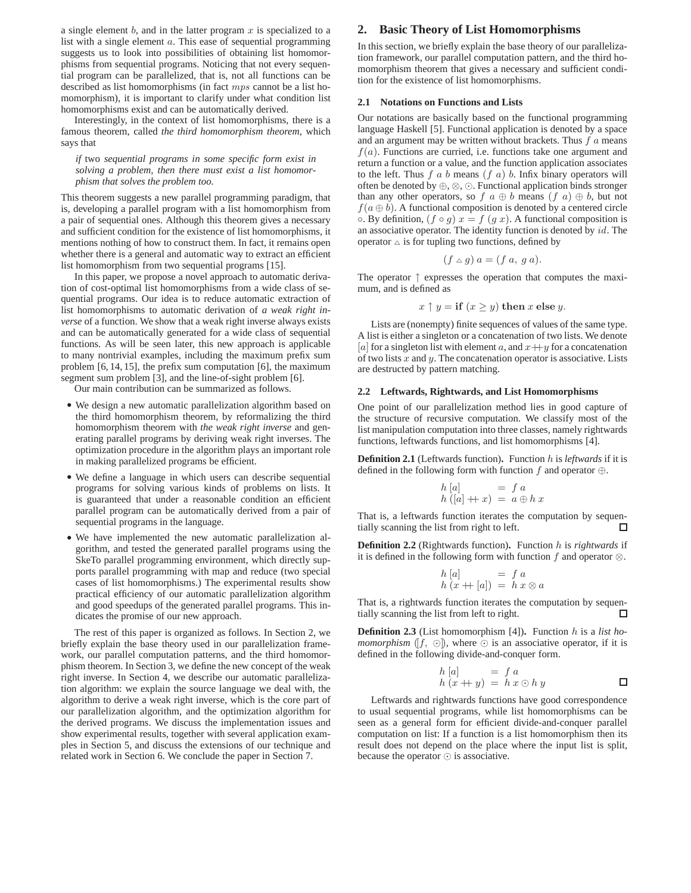a single element $b$, and in the latter program $x$ is specialized to a list with a single element $a$. This ease of sequential programming suggests us to look into possibilities of obtaining list homomorphisms from sequential programs. Noticing that not every sequential program can be parallelized, that is, not all functions can be described as list homomorphisms (in fact $mps$ cannot be a list homomorphism), it is important to clarify under what condition list homomorphisms exist and can be automatically derived.

Interestingly, in the context of list homomorphisms, there is a famous theorem, called *the third homomorphism theorem*, which says that

> *if* two *sequential programs in some specific form exist in solving a problem, then there must exist a list homomorphism that solves the problem too.*

This theorem suggests a new parallel programming paradigm, that is, developing a parallel program with a list homomorphism from a pair of sequential ones. Although this theorem gives a necessary and sufficient condition for the existence of list homomorphisms, it mentions nothing of how to construct them. In fact, it remains open whether there is a general and automatic way to extract an efficient list homomorphism from two sequential programs [15].

In this paper, we propose a novel approach to automatic derivation of cost-optimal list homomorphisms from a wide class of sequential programs. Our idea is to reduce automatic extraction of list homomorphisms to automatic derivation of *a weak right inverse* of a function. We show that a weak right inverse always exists and can be automatically generated for a wide class of sequential functions. As will be seen later, this new approach is applicable to many nontrivial examples, including the maximum prefix sum problem [6, 14, 15], the prefix sum computation [6], the maximum segment sum problem [3], and the line-of-sight problem [6].

Our main contribution can be summarized as follows.

- We design a new automatic parallelization algorithm based on the third homomorphism theorem, by reformalizing the third homomorphism theorem with *the weak right inverse* and generating parallel programs by deriving weak right inverses. The optimization procedure in the algorithm plays an important role in making parallelized programs be efficient.
- We define a language in which users can describe sequential programs for solving various kinds of problems on lists. It is guaranteed that under a reasonable condition an efficient parallel program can be automatically derived from a pair of sequential programs in the language.
- We have implemented the new automatic parallelization algorithm, and tested the generated parallel programs using the SkeTo parallel programming environment, which directly supports parallel programming with map and reduce (two special cases of list homomorphisms.) The experimental results show practical efficiency of our automatic parallelization algorithm and good speedups of the generated parallel programs. This indicates the promise of our new approach.

The rest of this paper is organized as follows. In Section 2, we briefly explain the base theory used in our parallelization framework, our parallel computation patterns, and the third homomorphism theorem. In Section 3, we define the new concept of the weak right inverse. In Section 4, we describe our automatic parallelization algorithm: we explain the source language we deal with, the algorithm to derive a weak right inverse, which is the core part of our parallelization algorithm, and the optimization algorithm for the derived programs. We discuss the implementation issues and show experimental results, together with several application examples in Section 5, and discuss the extensions of our technique and related work in Section 6. We conclude the paper in Section 7.

## 2. Basic Theory of List Homomorphisms

In this section, we briefly explain the base theory of our parallelization framework, our parallel computation pattern, and the third homomorphism theorem that gives a necessary and sufficient condition for the existence of list homomorphisms.

### 2.1 Notations on Functions and Lists

Our notations are basically based on the functional programming language Haskell [5]. Functional application is denoted by a space and an argument may be written without brackets. Thus $f\ a$ means $f(a)$. Functions are curried, i.e. functions take one argument and return a function or a value, and the function application associates to the left. Thus $f\ a\ b$ means $(f\ a)\ b$. Infix binary operators will often be denoted by $\oplus, \otimes, \odot$. Functional application binds stronger than any other operators, so $f\ a \oplus b$ means $(f\ a) \oplus b$, but not $f(a \oplus b)$. A functional composition is denoted by a centered circle $\circ$. By definition, $(f \circ g)\ x = f\ (g\ x)$. A functional composition is an associative operator. The identity function is denoted by $id$. The operator $\vartriangle$ is for tupling two functions, defined by

$$(f \vartriangle g)\ a = (f\ a,\ g\ a).$$

The operator $\uparrow$ expresses the operation that computes the maximum, and is defined as

$$x \uparrow y = \textbf{if}\ (x \geq y)\ \textbf{then}\ x\ \textbf{else}\ y.$$

Lists are (nonempty) finite sequences of values of the same type. A list is either a singleton or a concatenation of two lists. We denote $[a]$ for a singleton list with element $a$, and $x +\!\!+ y$ for a concatenation of two lists $x$ and $y$. The concatenation operator is associative. Lists are destructed by pattern matching.

### 2.2 Leftwards, Rightwards, and List Homomorphisms

One point of our parallelization method lies in good capture of the structure of recursive computation. We classify most of the list manipulation computation into three classes, namely rightwards functions, leftwards functions, and list homomorphisms [4].

**Definition 2.1** (Leftwards function)**.** Function $h$ is *leftwards* if it is defined in the following form with function $f$ and operator $\oplus$.

$$\begin{array}{lcl} h\ [a] & = & f\ a \\ h\ ([a] +\!\!+ x) & = & a \oplus h\ x \end{array}$$

That is, a leftwards function iterates the computation by sequentially scanning the list from right to left. □

**Definition 2.2** (Rightwards function)**.** Function $h$ is *rightwards* if it is defined in the following form with function $f$ and operator $\otimes$.

$$\begin{array}{lcl} h\ [a] & = & f\ a \\ h\ (x +\!\!+ [a]) & = & h\ x \otimes a \end{array}$$

That is, a rightwards function iterates the computation by sequentially scanning the list from left to right. □

**Definition 2.3** (List homomorphism [4])**.** Function $h$ is a *list homomorphism* $(\![f,\ \odot]\!)$, where $\odot$ is an associative operator, if it is defined in the following divide-and-conquer form.

$$\begin{array}{lcl} h\ [a] & = & f\ a \\ h\ (x +\!\!+ y) & = & h\ x \odot h\ y \end{array}$$ □

Leftwards and rightwards functions have good correspondence to usual sequential programs, while list homomorphisms can be seen as a general form for efficient divide-and-conquer parallel computation on list: If a function is a list homomorphism then its result does not depend on the place where the input list is split, because the operator $\odot$ is associative.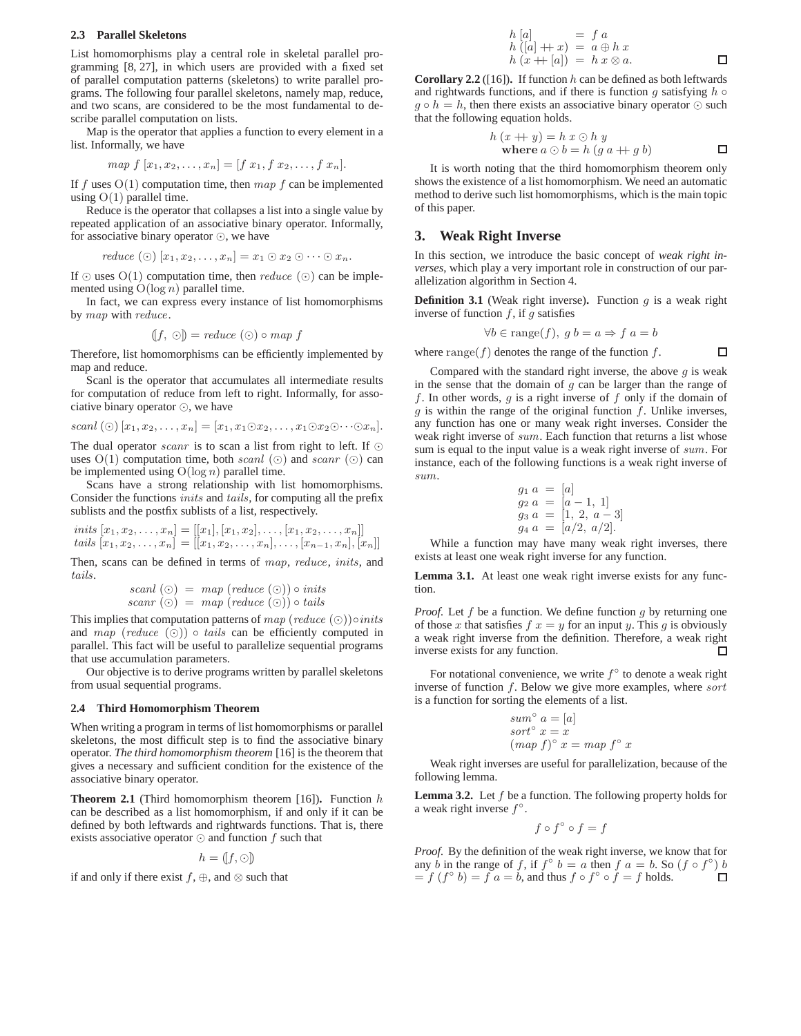### 2.3 Parallel Skeletons

List homomorphisms play a central role in skeletal parallel programming [8, 27], in which users are provided with a fixed set of parallel computation patterns (skeletons) to write parallel programs. The following four parallel skeletons, namely map, reduce, and two scans, are considered to be the most fundamental to describe parallel computation on lists.

Map is the operator that applies a function to every element in a list. Informally, we have

$$map\ f\ [x_1, x_2, \ldots, x_n] = [f\ x_1, f\ x_2, \ldots, f\ x_n].$$

If $f$ uses $\mathrm{O}(1)$ computation time, then $map\ f$ can be implemented using $\mathrm{O}(1)$ parallel time.

Reduce is the operator that collapses a list into a single value by repeated application of an associative binary operator. Informally, for associative binary operator $\odot$, we have

$$reduce\ (\odot)\ [x_1, x_2, \ldots, x_n] = x_1 \odot x_2 \odot \cdots \odot x_n.$$

If $\odot$ uses $\mathrm{O}(1)$ computation time, then $reduce\ (\odot)$ can be implemented using $\mathrm{O}(\log n)$ parallel time.

In fact, we can express every instance of list homomorphisms by $map$ with $reduce$.

$$(\![f,\ \odot]\!) = reduce\ (\odot) \circ map\ f$$

Therefore, list homomorphisms can be efficiently implemented by map and reduce.

Scanl is the operator that accumulates all intermediate results for computation of reduce from left to right. Informally, for associative binary operator $\odot$, we have

$$scanl\ (\odot)\ [x_1, x_2, \ldots, x_n] = [x_1, x_1 \odot x_2, \ldots, x_1 \odot x_2 \odot \cdots \odot x_n].$$

The dual operator $scanr$ is to scan a list from right to left. If $\odot$ uses $\mathrm{O}(1)$ computation time, both $scanl\ (\odot)$ and $scanr\ (\odot)$ can be implemented using $\mathrm{O}(\log n)$ parallel time.

Scans have a strong relationship with list homomorphisms. Consider the functions $inits$ and $tails$, for computing all the prefix sublists and the postfix sublists of a list, respectively.

$$\begin{aligned} inits\ [x_1, x_2, \ldots, x_n] &= [[x_1], [x_1, x_2], \ldots, [x_1, x_2, \ldots, x_n]] \\ tails\ [x_1, x_2, \ldots, x_n] &= [[x_1, x_2, \ldots, x_n], \ldots, [x_{n-1}, x_n], [x_n]] \end{aligned}$$

Then, scans can be defined in terms of $map$, $reduce$, $inits$, and $tails$.

$$\begin{aligned} scanl\ (\odot) &= map\ (reduce\ (\odot)) \circ inits \\ scanr\ (\odot) &= map\ (reduce\ (\odot)) \circ tails \end{aligned}$$

This implies that computation patterns of $map\ (reduce\ (\odot)) \circ inits$ and $map\ (reduce\ (\odot)) \circ tails$ can be efficiently computed in parallel. This fact will be useful to parallelize sequential programs that use accumulation parameters.

Our objective is to derive programs written by parallel skeletons from usual sequential programs.

### 2.4 Third Homomorphism Theorem

When writing a program in terms of list homomorphisms or parallel skeletons, the most difficult step is to find the associative binary operator. *The third homomorphism theorem* [16] is the theorem that gives a necessary and sufficient condition for the existence of the associative binary operator.

**Theorem 2.1** (Third homomorphism theorem [16])**.** Function $h$ can be described as a list homomorphism, if and only if it can be defined by both leftwards and rightwards functions. That is, there exists associative operator $\odot$ and function $f$ such that

$$h = (\![f, \odot]\!)$$

if and only if there exist $f$, $\oplus$, and $\otimes$ such that

$$\begin{aligned} h\ [a] &= f\ a \\ h\ ([a] +\!\!+\ x) &= a \oplus h\ x \\ h\ (x +\!\!+\ [a]) &= h\ x \otimes a. \end{aligned}$$

□

**Corollary 2.2** ([16])**.** If function $h$ can be defined as both leftwards and rightwards functions, and if there is function $g$ satisfying $h \circ g \circ h = h$, then there exists an associative binary operator $\odot$ such that the following equation holds.

$$\begin{aligned} & h\ (x +\!\!+\ y) = h\ x \odot h\ y \\ & \quad \textbf{where}\ a \odot b = h\ (g\ a +\!\!+\ g\ b) \end{aligned}$$

□

It is worth noting that the third homomorphism theorem only shows the existence of a list homomorphism. We need an automatic method to derive such list homomorphisms, which is the main topic of this paper.

## 3. Weak Right Inverse

In this section, we introduce the basic concept of *weak right inverses*, which play a very important role in construction of our parallelization algorithm in Section 4.

**Definition 3.1** (Weak right inverse)**.** Function $g$ is a weak right inverse of function $f$, if $g$ satisfies

$$\forall b \in \mathrm{range}(f),\ g\ b = a \Rightarrow f\ a = b$$

where $\mathrm{range}(f)$ denotes the range of the function $f$. □

Compared with the standard right inverse, the above $g$ is weak in the sense that the domain of $g$ can be larger than the range of $f$. In other words, $g$ is a right inverse of $f$ only if the domain of $g$ is within the range of the original function $f$. Unlike inverses, any function has one or many weak right inverses. Consider the weak right inverse of $sum$. Each function that returns a list whose sum is equal to the input value is a weak right inverse of $sum$. For instance, each of the following functions is a weak right inverse of $sum$.

$$\begin{aligned} g_1\ a &= [a] \\ g_2\ a &= [a-1,\ 1] \\ g_3\ a &= [1,\ 2,\ a-3] \\ g_4\ a &= [a/2,\ a/2]. \end{aligned}$$

While a function may have many weak right inverses, there exists at least one weak right inverse for any function.

**Lemma 3.1.** At least one weak right inverse exists for any function.

*Proof.* Let $f$ be a function. We define function $g$ by returning one of those $x$ that satisfies $f\ x = y$ for an input $y$. This $g$ is obviously a weak right inverse from the definition. Therefore, a weak right inverse exists for any function. □

For notational convenience, we write $f^\circ$ to denote a weak right inverse of function $f$. Below we give more examples, where $sort$ is a function for sorting the elements of a list.

$$\begin{aligned} & sum^\circ\ a = [a] \\ & sort^\circ\ x = x \\ & (map\ f)^\circ\ x = map\ f^\circ\ x \end{aligned}$$

Weak right inverses are useful for parallelization, because of the following lemma.

**Lemma 3.2.** Let $f$ be a function. The following property holds for a weak right inverse $f^\circ$.

$$f \circ f^\circ \circ f = f$$

*Proof.* By the definition of the weak right inverse, we know that for any $b$ in the range of $f$, if $f^\circ\ b = a$ then $f\ a = b$. So $(f \circ f^\circ)\ b = f\ (f^\circ\ b) = f\ a = b$, and thus $f \circ f^\circ \circ f = f$ holds. □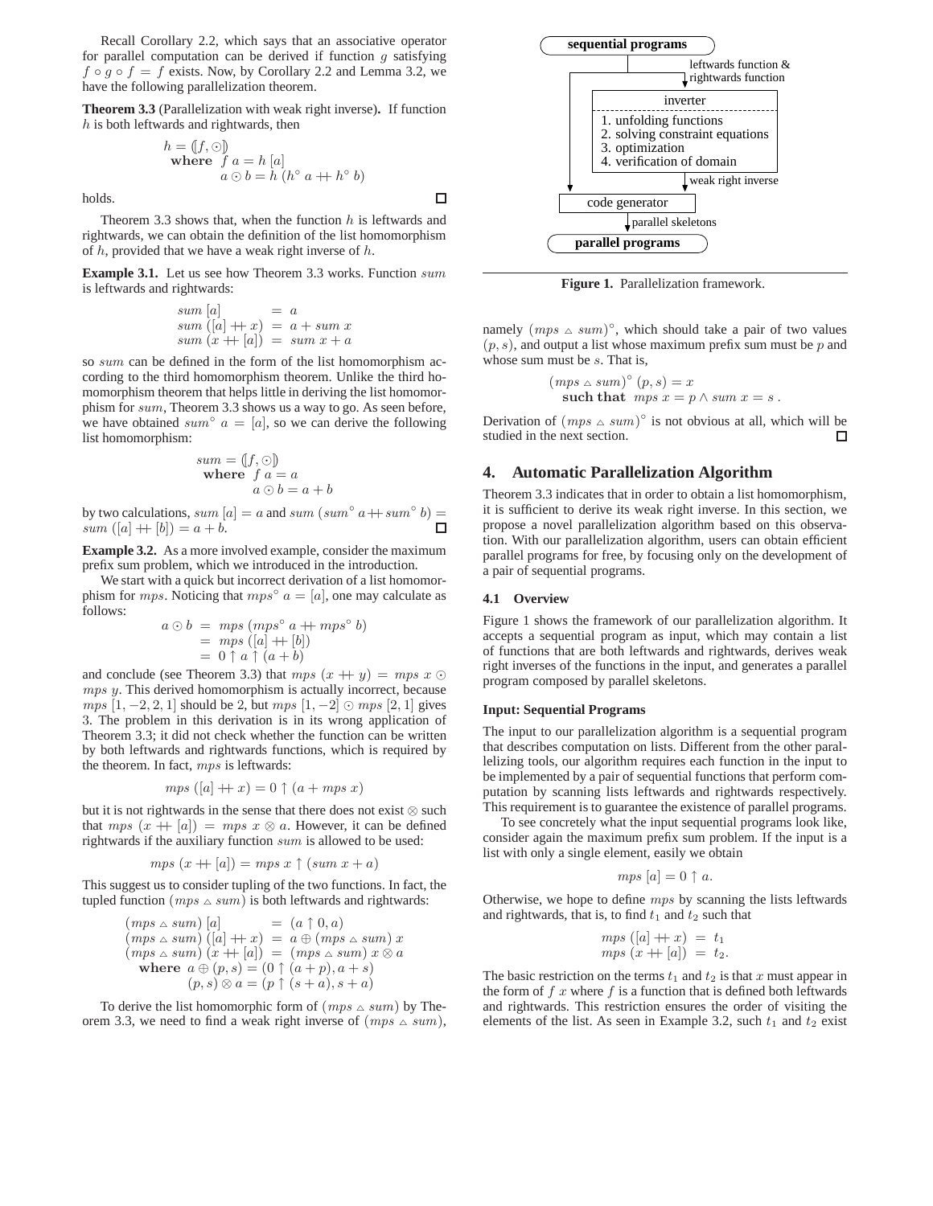Recall Corollary 2.2, which says that an associative operator for parallel computation can be derived if function $g$ satisfying $f \circ g \circ f = f$ exists. Now, by Corollary 2.2 and Lemma 3.2, we have the following parallelization theorem.

**Theorem 3.3** (Parallelization with weak right inverse)**.** If function $h$ is both leftwards and rightwards, then

$$\begin{aligned} h &= (\!|f, \odot|\!) \\ \textbf{where } & f\ a = h\ [a] \\ & a \odot b = h\ (h^\circ\ a +\!\!+\ h^\circ\ b) \end{aligned}$$

holds. ☐

Theorem 3.3 shows that, when the function $h$ is leftwards and rightwards, we can obtain the definition of the list homomorphism of $h$, provided that we have a weak right inverse of $h$.

**Example 3.1.** Let us see how Theorem 3.3 works. Function $sum$ is leftwards and rightwards:

$$\begin{aligned} sum\ [a] &= a \\ sum\ ([a] +\!\!+\ x) &= a + sum\ x \\ sum\ (x +\!\!+\ [a]) &= sum\ x + a \end{aligned}$$

so $sum$ can be defined in the form of the list homomorphism according to the third homomorphism theorem. Unlike the third homomorphism theorem that helps little in deriving the list homomorphism for $sum$, Theorem 3.3 shows us a way to go. As seen before, we have obtained $sum^\circ\ a = [a]$, so we can derive the following list homomorphism:

$$\begin{aligned} sum &= (\!|f, \odot|\!) \\ \textbf{where } & f\ a = a \\ & a \odot b = a + b \end{aligned}$$

by two calculations, $sum\ [a] = a$ and $sum\ (sum^\circ\ a +\!\!+ sum^\circ\ b) = sum\ ([a] +\!\!+ [b]) = a + b$. ☐

**Example 3.2.** As a more involved example, consider the maximum prefix sum problem, which we introduced in the introduction.

We start with a quick but incorrect derivation of a list homomorphism for $mps$. Noticing that $mps^\circ\ a = [a]$, one may calculate as follows:

$$\begin{aligned} a \odot b &= mps\ (mps^\circ\ a +\!\!+\ mps^\circ\ b) \\ &= mps\ ([a] +\!\!+ [b]) \\ &= 0 \uparrow a \uparrow (a + b) \end{aligned}$$

and conclude (see Theorem 3.3) that $mps\ (x +\!\!+\ y) = mps\ x \odot mps\ y$. This derived homomorphism is actually incorrect, because $mps\ [1, -2, 2, 1]$ should be 2, but $mps\ [1, -2] \odot mps\ [2, 1]$ gives 3. The problem in this derivation is in its wrong application of Theorem 3.3; it did not check whether the function can be written by both leftwards and rightwards functions, which is required by the theorem. In fact, $mps$ is leftwards:

$$mps\ ([a] +\!\!+\ x) = 0 \uparrow (a + mps\ x)$$

but it is not rightwards in the sense that there does not exist $\otimes$ such that $mps\ (x +\!\!+ [a]) = mps\ x \otimes a$. However, it can be defined rightwards if the auxiliary function $sum$ is allowed to be used:

$$mps\ (x +\!\!+ [a]) = mps\ x \uparrow (sum\ x + a)$$

This suggest us to consider tupling of the two functions. In fact, the tupled function $(mps \vartriangle sum)$ is both leftwards and rightwards:

$$\begin{aligned} (mps \vartriangle sum)\ [a] &= (a \uparrow 0, a) \\ (mps \vartriangle sum)\ ([a] +\!\!+\ x) &= a \oplus (mps \vartriangle sum)\ x \\ (mps \vartriangle sum)\ (x +\!\!+\ [a]) &= (mps \vartriangle sum)\ x \otimes a \\ \textbf{where } & a \oplus (p, s) = (0 \uparrow (a + p), a + s) \\ & (p, s) \otimes a = (p \uparrow (s + a), s + a) \end{aligned}$$

To derive the list homomorphic form of $(mps \vartriangle sum)$ by Theorem 3.3, we need to find a weak right inverse of $(mps \vartriangle sum)$, namely $(mps \vartriangle sum)^\circ$, which should take a pair of two values $(p, s)$, and output a list whose maximum prefix sum must be $p$ and whose sum must be $s$. That is,

$$\begin{aligned} & (mps \vartriangle sum)^\circ\ (p, s) = x \\ & \quad \textbf{such that } mps\ x = p \wedge sum\ x = s\ . \end{aligned}$$

Derivation of $(mps \vartriangle sum)^\circ$ is not obvious at all, which will be studied in the next section. ☐

sequential programs → (leftwards function & rightwards function) → inverter [1. unfolding functions; 2. solving constraint equations; 3. optimization; 4. verification of domain] → (weak right inverse) → code generator → (parallel skeletons) → parallel programs

**Figure 1.** Parallelization framework.

## 4. Automatic Parallelization Algorithm

Theorem 3.3 indicates that in order to obtain a list homomorphism, it is sufficient to derive its weak right inverse. In this section, we propose a novel parallelization algorithm based on this observation. With our parallelization algorithm, users can obtain efficient parallel programs for free, by focusing only on the development of a pair of sequential programs.

### 4.1 Overview

Figure 1 shows the framework of our parallelization algorithm. It accepts a sequential program as input, which may contain a list of functions that are both leftwards and rightwards, derives weak right inverses of the functions in the input, and generates a parallel program composed by parallel skeletons.

#### Input: Sequential Programs

The input to our parallelization algorithm is a sequential program that describes computation on lists. Different from the other parallelizing tools, our algorithm requires each function in the input to be implemented by a pair of sequential functions that perform computation by scanning lists leftwards and rightwards respectively. This requirement is to guarantee the existence of parallel programs.

To see concretely what the input sequential programs look like, consider again the maximum prefix sum problem. If the input is a list with only a single element, easily we obtain

$$mps\ [a] = 0 \uparrow a.$$

Otherwise, we hope to define $mps$ by scanning the lists leftwards and rightwards, that is, to find $t_1$ and $t_2$ such that

$$\begin{aligned} mps\ ([a] +\!\!+\ x) &= t_1 \\ mps\ (x +\!\!+\ [a]) &= t_2. \end{aligned}$$

The basic restriction on the terms $t_1$ and $t_2$ is that $x$ must appear in the form of $f\ x$ where $f$ is a function that is defined both leftwards and rightwards. This restriction ensures the order of visiting the elements of the list. As seen in Example 3.2, such $t_1$ and $t_2$ exist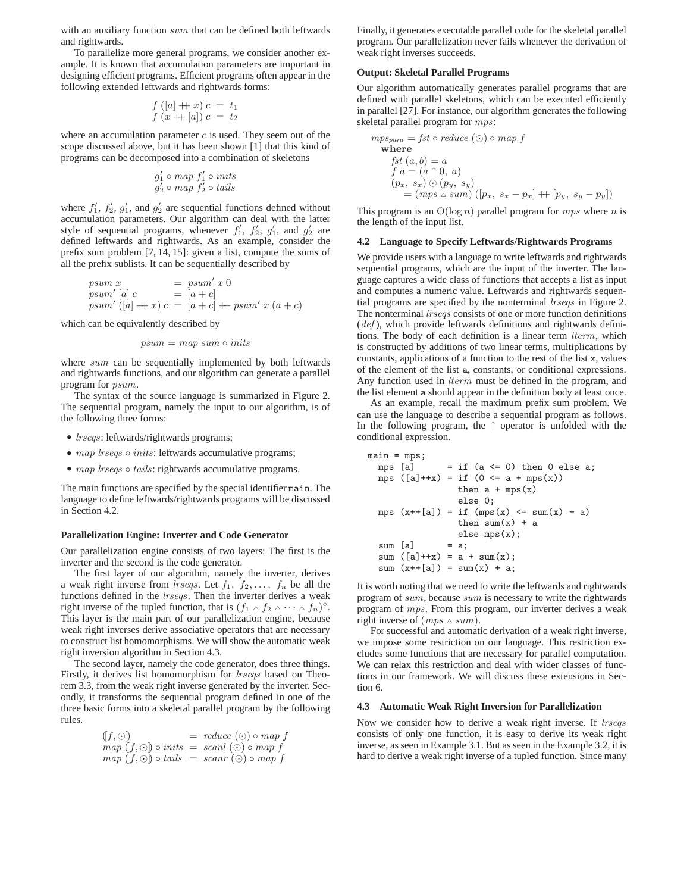with an auxiliary function $sum$ that can be defined both leftwards and rightwards.

To parallelize more general programs, we consider another example. It is known that accumulation parameters are important in designing efficient programs. Efficient programs often appear in the following extended leftwards and rightwards forms:

$$
\begin{aligned}
f\ ([a] +\!\!+\ x)\ c &= t_1 \\
f\ (x +\!\!+\ [a])\ c &= t_2
\end{aligned}
$$

where an accumulation parameter $c$ is used. They seem out of the scope discussed above, but it has been shown [1] that this kind of programs can be decomposed into a combination of skeletons

$$
\begin{aligned}
&g_1' \circ map\ f_1' \circ inits \\
&g_2' \circ map\ f_2' \circ tails
\end{aligned}
$$

where $f_1'$, $f_2'$, $g_1'$, and $g_2'$ are sequential functions defined without accumulation parameters. Our algorithm can deal with the latter style of sequential programs, whenever $f_1'$, $f_2'$, $g_1'$, and $g_2'$ are defined leftwards and rightwards. As an example, consider the prefix sum problem [7, 14, 15]: given a list, compute the sums of all the prefix sublists. It can be sequentially described by

$$
\begin{aligned}
psum\ x &= psum'\ x\ 0 \\
psum'\ [a]\ c &= [a + c] \\
psum'\ ([a] +\!\!+\ x)\ c &= [a + c] +\!\!+\ psum'\ x\ (a + c)
\end{aligned}
$$

which can be equivalently described by

$$
psum = map\ sum \circ inits
$$

where $sum$ can be sequentially implemented by both leftwards and rightwards functions, and our algorithm can generate a parallel program for $psum$.

The syntax of the source language is summarized in Figure 2. The sequential program, namely the input to our algorithm, is of the following three forms:

- $lrseqs$: leftwards/rightwards programs;
- $map\ lrseqs \circ inits$: leftwards accumulative programs;
- $map\ lrseqs \circ tails$: rightwards accumulative programs.

The main functions are specified by the special identifier `main`. The language to define leftwards/rightwards programs will be discussed in Section 4.2.

**Parallelization Engine: Inverter and Code Generator**

Our parallelization engine consists of two layers: The first is the inverter and the second is the code generator.

The first layer of our algorithm, namely the inverter, derives a weak right inverse from $lrseqs$. Let $f_1,\ f_2, \ldots,\ f_n$ be all the functions defined in the $lrseqs$. Then the inverter derives a weak right inverse of the tupled function, that is $(f_1 \vartriangle f_2 \vartriangle \cdots \vartriangle f_n)^\circ$. This layer is the main part of our parallelization engine, because weak right inverses derive associative operators that are necessary to construct list homomorphisms. We will show the automatic weak right inversion algorithm in Section 4.3.

The second layer, namely the code generator, does three things. Firstly, it derives list homomorphism for $lrseqs$ based on Theorem 3.3, from the weak right inverse generated by the inverter. Secondly, it transforms the sequential program defined in one of the three basic forms into a skeletal parallel program by the following rules.

$$
\begin{aligned}
(\![f, \odot]\!) &= reduce\ (\odot) \circ map\ f \\
map\ (\![f, \odot]\!) \circ inits &= scanl\ (\odot) \circ map\ f \\
map\ (\![f, \odot]\!) \circ tails &= scanr\ (\odot) \circ map\ f
\end{aligned}
$$

Finally, it generates executable parallel code for the skeletal parallel program. Our parallelization never fails whenever the derivation of weak right inverses succeeds.

**Output: Skeletal Parallel Programs**

Our algorithm automatically generates parallel programs that are defined with parallel skeletons, which can be executed efficiently in parallel [27]. For instance, our algorithm generates the following skeletal parallel program for $mps$:

$$
\begin{aligned}
&mps_{para} = fst \circ reduce\ (\odot) \circ map\ f \\
&\quad \textbf{where} \\
&\quad\quad fst\ (a, b) = a \\
&\quad\quad f\ a = (a \uparrow 0,\ a) \\
&\quad\quad (p_x,\ s_x) \odot (p_y,\ s_y) \\
&\quad\quad\quad = (mps \vartriangle sum)\ ([p_x,\ s_x - p_x] +\!\!+\ [p_y,\ s_y - p_y])
\end{aligned}
$$

This program is an $O(\log n)$ parallel program for $mps$ where $n$ is the length of the input list.

### 4.2 Language to Specify Leftwards/Rightwards Programs

We provide users with a language to write leftwards and rightwards sequential programs, which are the input of the inverter. The language captures a wide class of functions that accepts a list as input and computes a numeric value. Leftwards and rightwards sequential programs are specified by the nonterminal $lrseqs$ in Figure 2. The nonterminal $lrseqs$ consists of one or more function definitions ($def$), which provide leftwards definitions and rightwards definitions. The body of each definition is a linear term $lterm$, which is constructed by additions of two linear terms, multiplications by constants, applications of a function to the rest of the list `x`, values of the element of the list `a`, constants, or conditional expressions. Any function used in $lterm$ must be defined in the program, and the list element `a` should appear in the definition body at least once.

As an example, recall the maximum prefix sum problem. We can use the language to describe a sequential program as follows. In the following program, the $\uparrow$ operator is unfolded with the conditional expression.

```
main = mps;
  mps [a]      = if (a <= 0) then 0 else a;
  mps ([a]++x) = if (0 <= a + mps(x))
                 then a + mps(x)
                 else 0;
  mps (x++[a]) = if (mps(x) <= sum(x) + a)
                 then sum(x) + a
                 else mps(x);
  sum [a]      = a;
  sum ([a]++x) = a + sum(x);
  sum (x++[a]) = sum(x) + a;
```

It is worth noting that we need to write the leftwards and rightwards program of $sum$, because $sum$ is necessary to write the rightwards program of $mps$. From this program, our inverter derives a weak right inverse of $(mps \vartriangle sum)$.

For successful and automatic derivation of a weak right inverse, we impose some restriction on our language. This restriction excludes some functions that are necessary for parallel computation. We can relax this restriction and deal with wider classes of functions in our framework. We will discuss these extensions in Section 6.

### 4.3 Automatic Weak Right Inversion for Parallelization

Now we consider how to derive a weak right inverse. If $lrseqs$ consists of only one function, it is easy to derive its weak right inverse, as seen in Example 3.1. But as seen in the Example 3.2, it is hard to derive a weak right inverse of a tupled function. Since many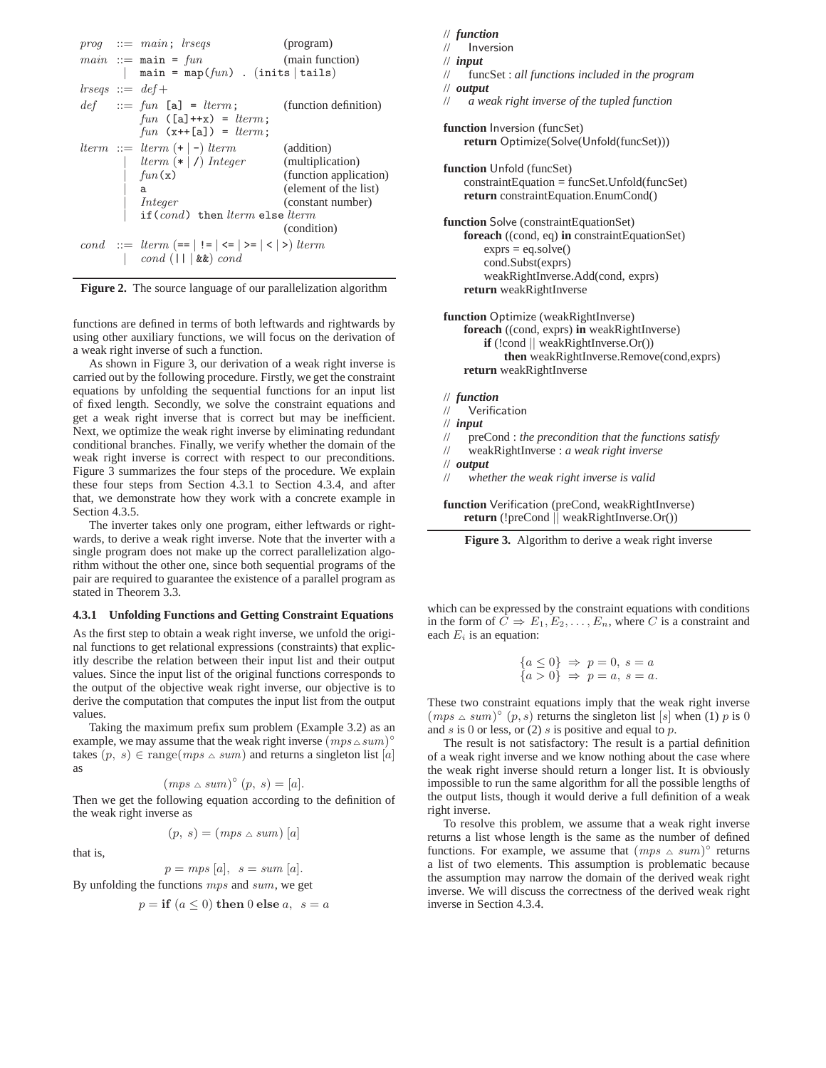```
prog   ::= main; lrseqs                          (program)
main   ::= main = fun                            (main function)
         |  main = map(fun) . (inits | tails)
lrseqs ::= def+
def    ::= fun [a] = lterm;                      (function definition)
           fun ([a]++x) = lterm;
           fun (x++[a]) = lterm;
lterm  ::= lterm (+ | -) lterm                   (addition)
         |  lterm (* | /) Integer                (multiplication)
         |  fun(x)                               (function application)
         |  a                                    (element of the list)
         |  Integer                              (constant number)
         |  if(cond) then lterm else lterm
                                                 (condition)
cond   ::= lterm (== | != | <= | >= | < | >) lterm
         |  cond (|| | &&) cond
```

**Figure 2.** The source language of our parallelization algorithm

functions are defined in terms of both leftwards and rightwards by using other auxiliary functions, we will focus on the derivation of a weak right inverse of such a function.

As shown in Figure 3, our derivation of a weak right inverse is carried out by the following procedure. Firstly, we get the constraint equations by unfolding the sequential functions for an input list of fixed length. Secondly, we solve the constraint equations and get a weak right inverse that is correct but may be inefficient. Next, we optimize the weak right inverse by eliminating redundant conditional branches. Finally, we verify whether the domain of the weak right inverse is correct with respect to our preconditions. Figure 3 summarizes the four steps of the procedure. We explain these four steps from Section 4.3.1 to Section 4.3.4, and after that, we demonstrate how they work with a concrete example in Section 4.3.5.

The inverter takes only one program, either leftwards or rightwards, to derive a weak right inverse. Note that the inverter with a single program does not make up the correct parallelization algorithm without the other one, since both sequential programs of the pair are required to guarantee the existence of a parallel program as stated in Theorem 3.3.

```
// function
//    Inversion
// input
//    funcSet : all functions included in the program
// output
//    a weak right inverse of the tupled function

function Inversion (funcSet)
    return Optimize(Solve(Unfold(funcSet)))

function Unfold (funcSet)
    constraintEquation = funcSet.Unfold(funcSet)
    return constraintEquation.EnumCond()

function Solve (constraintEquationSet)
    foreach ((cond, eq) in constraintEquationSet)
        exprs = eq.solve()
        cond.Subst(exprs)
        weakRightInverse.Add(cond, exprs)
    return weakRightInverse

function Optimize (weakRightInverse)
    foreach ((cond, exprs) in weakRightInverse)
        if (!cond || weakRightInverse.Or())
            then weakRightInverse.Remove(cond,exprs)
    return weakRightInverse

// function
//    Verification
// input
//    preCond : the precondition that the functions satisfy
//    weakRightInverse : a weak right inverse
// output
//    whether the weak right inverse is valid

function Verification (preCond, weakRightInverse)
    return (!preCond || weakRightInverse.Or())
```

**Figure 3.** Algorithm to derive a weak right inverse

#### 4.3.1 Unfolding Functions and Getting Constraint Equations

As the first step to obtain a weak right inverse, we unfold the original functions to get relational expressions (constraints) that explicitly describe the relation between their input list and their output values. Since the input list of the original functions corresponds to the output of the objective weak right inverse, our objective is to derive the computation that computes the input list from the output values.

Taking the maximum prefix sum problem (Example 3.2) as an example, we may assume that the weak right inverse $(mps \vartriangle sum)^{\circ}$ takes $(p,\ s) \in \mathrm{range}(mps \vartriangle sum)$ and returns a singleton list $[a]$ as

$$(mps \vartriangle sum)^{\circ}\ (p,\ s) = [a].$$

Then we get the following equation according to the definition of the weak right inverse as

$$(p,\ s) = (mps \vartriangle sum)\ [a]$$

that is,

$$p = mps\ [a],\ \ s = sum\ [a].$$

By unfolding the functions $mps$ and $sum$, we get

$$p = \textbf{if}\ (a \leq 0)\ \textbf{then}\ 0\ \textbf{else}\ a,\ \ s = a$$

which can be expressed by the constraint equations with conditions in the form of $C \Rightarrow E_1, E_2, \ldots, E_n$, where $C$ is a constraint and each $E_i$ is an equation:

$$\begin{array}{l} \{a \leq 0\} \ \Rightarrow\ p = 0,\ s = a \\ \{a > 0\} \ \Rightarrow\ p = a,\ s = a. \end{array}$$

These two constraint equations imply that the weak right inverse $(mps \vartriangle sum)^{\circ}\ (p, s)$ returns the singleton list $[s]$ when (1) $p$ is 0 and $s$ is 0 or less, or (2) $s$ is positive and equal to $p$.

The result is not satisfactory: The result is a partial definition of a weak right inverse and we know nothing about the case where the weak right inverse should return a longer list. It is obviously impossible to run the same algorithm for all the possible lengths of the output lists, though it would derive a full definition of a weak right inverse.

To resolve this problem, we assume that a weak right inverse returns a list whose length is the same as the number of defined functions. For example, we assume that $(mps \vartriangle sum)^{\circ}$ returns a list of two elements. This assumption is problematic because the assumption may narrow the domain of the derived weak right inverse. We will discuss the correctness of the derived weak right inverse in Section 4.3.4.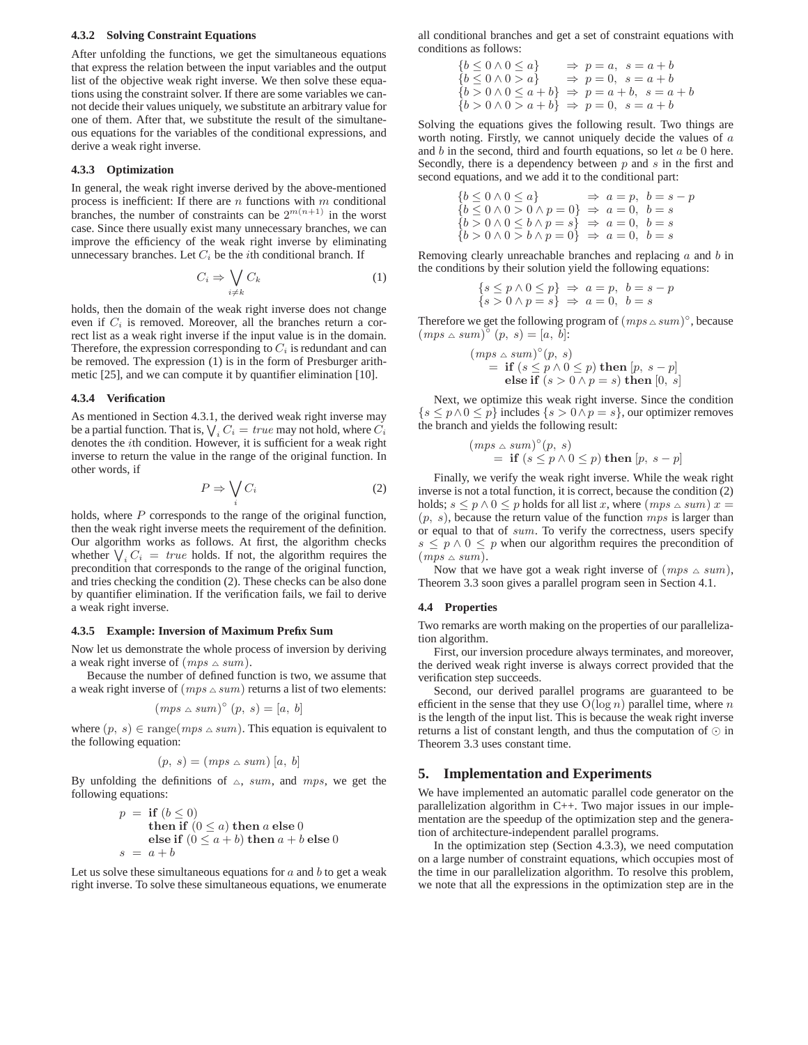#### 4.3.2 Solving Constraint Equations

After unfolding the functions, we get the simultaneous equations that express the relation between the input variables and the output list of the objective weak right inverse. We then solve these equations using the constraint solver. If there are some variables we cannot decide their values uniquely, we substitute an arbitrary value for one of them. After that, we substitute the result of the simultaneous equations for the variables of the conditional expressions, and derive a weak right inverse.

#### 4.3.3 Optimization

In general, the weak right inverse derived by the above-mentioned process is inefficient: If there are $n$ functions with $m$ conditional branches, the number of constraints can be $2^{m(n+1)}$ in the worst case. Since there usually exist many unnecessary branches, we can improve the efficiency of the weak right inverse by eliminating unnecessary branches. Let $C_i$ be the $i$th conditional branch. If

$$C_i \Rightarrow \bigvee_{i \neq k} C_k \tag{1}$$

holds, then the domain of the weak right inverse does not change even if $C_i$ is removed. Moreover, all the branches return a correct list as a weak right inverse if the input value is in the domain. Therefore, the expression corresponding to $C_i$ is redundant and can be removed. The expression (1) is in the form of Presburger arithmetic [25], and we can compute it by quantifier elimination [10].

#### 4.3.4 Verification

As mentioned in Section 4.3.1, the derived weak right inverse may be a partial function. That is, $\bigvee_i C_i = true$ may not hold, where $C_i$ denotes the $i$th condition. However, it is sufficient for a weak right inverse to return the value in the range of the original function. In other words, if

$$P \Rightarrow \bigvee_i C_i \tag{2}$$

holds, where $P$ corresponds to the range of the original function, then the weak right inverse meets the requirement of the definition. Our algorithm works as follows. At first, the algorithm checks whether $\bigvee_i C_i = true$ holds. If not, the algorithm requires the precondition that corresponds to the range of the original function, and tries checking the condition (2). These checks can be also done by quantifier elimination. If the verification fails, we fail to derive a weak right inverse.

#### 4.3.5 Example: Inversion of Maximum Prefix Sum

Now let us demonstrate the whole process of inversion by deriving a weak right inverse of $(mps \vartriangle sum)$.

Because the number of defined function is two, we assume that a weak right inverse of $(mps \vartriangle sum)$ returns a list of two elements:

$$(mps \vartriangle sum)^{\circ}\ (p,\ s) = [a,\ b]$$

where $(p,\ s) \in \mathrm{range}(mps \vartriangle sum)$. This equation is equivalent to the following equation:

$$(p,\ s) = (mps \vartriangle sum)\ [a,\ b]$$

By unfolding the definitions of $\vartriangle$, $sum$, and $mps$, we get the following equations:

$$\begin{aligned} p \ &= \ \textbf{if}\ (b \le 0) \\ &\quad\ \ \textbf{then if}\ (0 \le a)\ \textbf{then}\ a\ \textbf{else}\ 0 \\ &\quad\ \ \textbf{else if}\ (0 \le a+b)\ \textbf{then}\ a+b\ \textbf{else}\ 0 \\ s \ &= \ a+b \end{aligned}$$

Let us solve these simultaneous equations for $a$ and $b$ to get a weak right inverse. To solve these simultaneous equations, we enumerate all conditional branches and get a set of constraint equations with conditions as follows:

$$\begin{array}{ll} \{b \le 0 \wedge 0 \le a\} & \Rightarrow\ p = a,\ \ s = a+b \\ \{b \le 0 \wedge 0 > a\} & \Rightarrow\ p = 0,\ \ s = a+b \\ \{b > 0 \wedge 0 \le a+b\} & \Rightarrow\ p = a+b,\ \ s = a+b \\ \{b > 0 \wedge 0 > a+b\} & \Rightarrow\ p = 0,\ \ s = a+b \end{array}$$

Solving the equations gives the following result. Two things are worth noting. Firstly, we cannot uniquely decide the values of $a$ and $b$ in the second, third and fourth equations, so let $a$ be $0$ here. Secondly, there is a dependency between $p$ and $s$ in the first and second equations, and we add it to the conditional part:

$$\begin{array}{ll} \{b \le 0 \wedge 0 \le a\} & \Rightarrow\ a = p,\ \ b = s-p \\ \{b \le 0 \wedge 0 > 0 \wedge p = 0\} & \Rightarrow\ a = 0,\ \ b = s \\ \{b > 0 \wedge 0 \le b \wedge p = s\} & \Rightarrow\ a = 0,\ \ b = s \\ \{b > 0 \wedge 0 > b \wedge p = 0\} & \Rightarrow\ a = 0,\ \ b = s \end{array}$$

Removing clearly unreachable branches and replacing $a$ and $b$ in the conditions by their solution yield the following equations:

$$\begin{array}{ll} \{s \le p \wedge 0 \le p\} & \Rightarrow\ a = p,\ \ b = s-p \\ \{s > 0 \wedge p = s\} & \Rightarrow\ a = 0,\ \ b = s \end{array}$$

Therefore we get the following program of $(mps \vartriangle sum)^{\circ}$, because $(mps \vartriangle sum)^{\circ}\ (p,\ s) = [a,\ b]$:

$$\begin{aligned} &(mps \vartriangle sum)^{\circ}(p,\ s) \\ &\quad = \ \textbf{if}\ (s \le p \wedge 0 \le p)\ \textbf{then}\ [p,\ s-p] \\ &\quad\quad\ \textbf{else if}\ (s > 0 \wedge p = s)\ \textbf{then}\ [0,\ s] \end{aligned}$$

Next, we optimize this weak right inverse. Since the condition $\{s \le p \wedge 0 \le p\}$ includes $\{s > 0 \wedge p = s\}$, our optimizer removes the branch and yields the following result:

$$\begin{aligned} &(mps \vartriangle sum)^{\circ}(p,\ s) \\ &\quad = \ \textbf{if}\ (s \le p \wedge 0 \le p)\ \textbf{then}\ [p,\ s-p] \end{aligned}$$

Finally, we verify the weak right inverse. While the weak right inverse is not a total function, it is correct, because the condition (2) holds; $s \le p \wedge 0 \le p$ holds for all list $x$, where $(mps \vartriangle sum)\ x = (p,\ s)$, because the return value of the function $mps$ is larger than or equal to that of $sum$. To verify the correctness, users specify $s \le p \wedge 0 \le p$ when our algorithm requires the precondition of $(mps \vartriangle sum)$.

Now that we have got a weak right inverse of $(mps \vartriangle sum)$, Theorem 3.3 soon gives a parallel program seen in Section 4.1.

### 4.4 Properties

Two remarks are worth making on the properties of our parallelization algorithm.

First, our inversion procedure always terminates, and moreover, the derived weak right inverse is always correct provided that the verification step succeeds.

Second, our derived parallel programs are guaranteed to be efficient in the sense that they use $\mathrm{O}(\log n)$ parallel time, where $n$ is the length of the input list. This is because the weak right inverse returns a list of constant length, and thus the computation of $\odot$ in Theorem 3.3 uses constant time.

## 5. Implementation and Experiments

We have implemented an automatic parallel code generator on the parallelization algorithm in C++. Two major issues in our implementation are the speedup of the optimization step and the generation of architecture-independent parallel programs.

In the optimization step (Section 4.3.3), we need computation on a large number of constraint equations, which occupies most of the time in our parallelization algorithm. To resolve this problem, we note that all the expressions in the optimization step are in the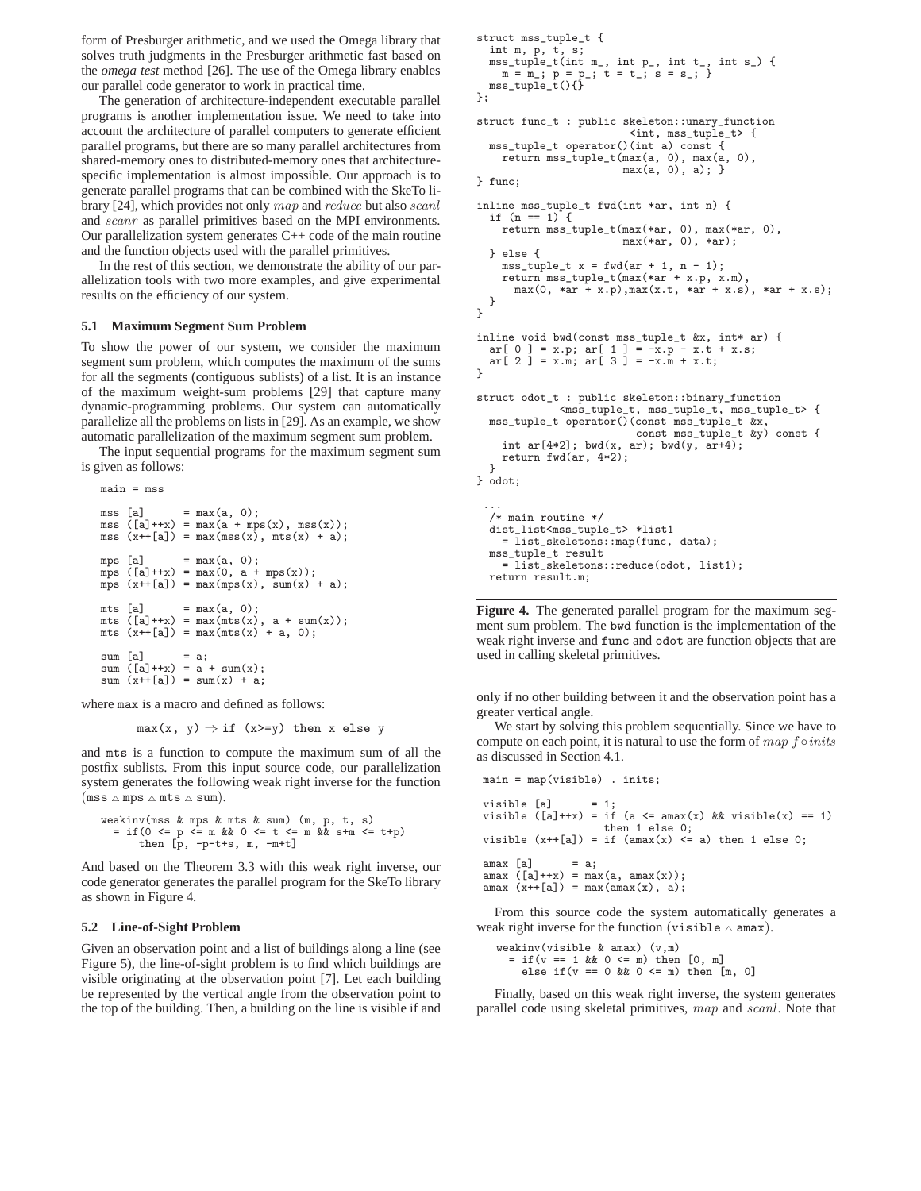form of Presburger arithmetic, and we used the Omega library that solves truth judgments in the Presburger arithmetic fast based on the *omega test* method [26]. The use of the Omega library enables our parallel code generator to work in practical time.

The generation of architecture-independent executable parallel programs is another implementation issue. We need to take into account the architecture of parallel computers to generate efficient parallel programs, but there are so many parallel architectures from shared-memory ones to distributed-memory ones that architecture-specific implementation is almost impossible. Our approach is to generate parallel programs that can be combined with the SkeTo library [24], which provides not only $map$ and $reduce$ but also $scanl$ and $scanr$ as parallel primitives based on the MPI environments. Our parallelization system generates C++ code of the main routine and the function objects used with the parallel primitives.

In the rest of this section, we demonstrate the ability of our parallelization tools with two more examples, and give experimental results on the efficiency of our system.

### 5.1 Maximum Segment Sum Problem

To show the power of our system, we consider the maximum segment sum problem, which computes the maximum of the sums for all the segments (contiguous sublists) of a list. It is an instance of the maximum weight-sum problems [29] that capture many dynamic-programming problems. Our system can automatically parallelize all the problems on lists in [29]. As an example, we show automatic parallelization of the maximum segment sum problem.

The input sequential programs for the maximum segment sum is given as follows:

```
main = mss

mss [a]      = max(a, 0);
mss ([a]++x) = max(a + mps(x), mss(x));
mss (x++[a]) = max(mss(x), mts(x) + a);

mps [a]      = max(a, 0);
mps ([a]++x) = max(0, a + mps(x));
mps (x++[a]) = max(mps(x), sum(x) + a);

mts [a]      = max(a, 0);
mts ([a]++x) = max(mts(x), a + sum(x));
mts (x++[a]) = max(mts(x) + a, 0);

sum [a]      = a;
sum ([a]++x) = a + sum(x);
sum (x++[a]) = sum(x) + a;
```

where `max` is a macro and defined as follows:

```
max(x, y) ⇒ if (x>=y) then x else y
```

and `mts` is a function to compute the maximum sum of all the postfix sublists. From this input source code, our parallelization system generates the following weak right inverse for the function $(\texttt{mss} \vartriangle \texttt{mps} \vartriangle \texttt{mts} \vartriangle \texttt{sum})$.

```
weakinv(mss & mps & mts & sum) (m, p, t, s)
  = if(0 <= p <= m && 0 <= t <= m && s+m <= t+p)
      then [p, -p-t+s, m, -m+t]
```

And based on the Theorem 3.3 with this weak right inverse, our code generator generates the parallel program for the SkeTo library as shown in Figure 4.

```
struct mss_tuple_t {
  int m, p, t, s;
  mss_tuple_t(int m_, int p_, int t_, int s_) {
    m = m_; p = p_; t = t_; s = s_; }
  mss_tuple_t(){}
};

struct func_t : public skeleton::unary_function
                        <int, mss_tuple_t> {
  mss_tuple_t operator()(int a) const {
    return mss_tuple_t(max(a, 0), max(a, 0),
                       max(a, 0), a); }
} func;

inline mss_tuple_t fwd(int *ar, int n) {
  if (n == 1) {
    return mss_tuple_t(max(*ar, 0), max(*ar, 0),
                       max(*ar, 0), *ar);
  } else {
    mss_tuple_t x = fwd(ar + 1, n - 1);
    return mss_tuple_t(max(*ar + x.p, x.m),
      max(0, *ar + x.p),max(x.t, *ar + x.s), *ar + x.s);
  }
}

inline void bwd(const mss_tuple_t &x, int* ar) {
  ar[ 0 ] = x.p; ar[ 1 ] = -x.p - x.t + x.s;
  ar[ 2 ] = x.m; ar[ 3 ] = -x.m + x.t;
}

struct odot_t : public skeleton::binary_function
            <mss_tuple_t, mss_tuple_t, mss_tuple_t> {
  mss_tuple_t operator()(const mss_tuple_t &x,
                         const mss_tuple_t &y) const {
    int ar[4*2]; bwd(x, ar); bwd(y, ar+4);
    return fwd(ar, 4*2);
  }
} odot;

 ...
  /* main routine */
  dist_list<mss_tuple_t> *list1
    = list_skeletons::map(func, data);
  mss_tuple_t result
    = list_skeletons::reduce(odot, list1);
  return result.m;
```

**Figure 4.** The generated parallel program for the maximum segment sum problem. The `bwd` function is the implementation of the weak right inverse and `func` and `odot` are function objects that are used in calling skeletal primitives.

### 5.2 Line-of-Sight Problem

Given an observation point and a list of buildings along a line (see Figure 5), the line-of-sight problem is to find which buildings are visible originating at the observation point [7]. Let each building be represented by the vertical angle from the observation point to the top of the building. Then, a building on the line is visible if and only if no other building between it and the observation point has a greater vertical angle.

We start by solving this problem sequentially. Since we have to compute on each point, it is natural to use the form of $map\ f \circ inits$ as discussed in Section 4.1.

```
main = map(visible) . inits;

visible [a]      = 1;
visible ([a]++x) = if (a <= amax(x) && visible(x) == 1)
                   then 1 else 0;
visible (x++[a]) = if (amax(x) <= a) then 1 else 0;

amax [a]      = a;
amax ([a]++x) = max(a, amax(x));
amax (x++[a]) = max(amax(x), a);
```

From this source code the system automatically generates a weak right inverse for the function $(\texttt{visible} \vartriangle \texttt{amax})$.

```
weakinv(visible & amax) (v,m)
  = if(v == 1 && 0 <= m) then [0, m]
    else if(v == 0 && 0 <= m) then [m, 0]
```

Finally, based on this weak right inverse, the system generates parallel code using skeletal primitives, $map$ and $scanl$. Note that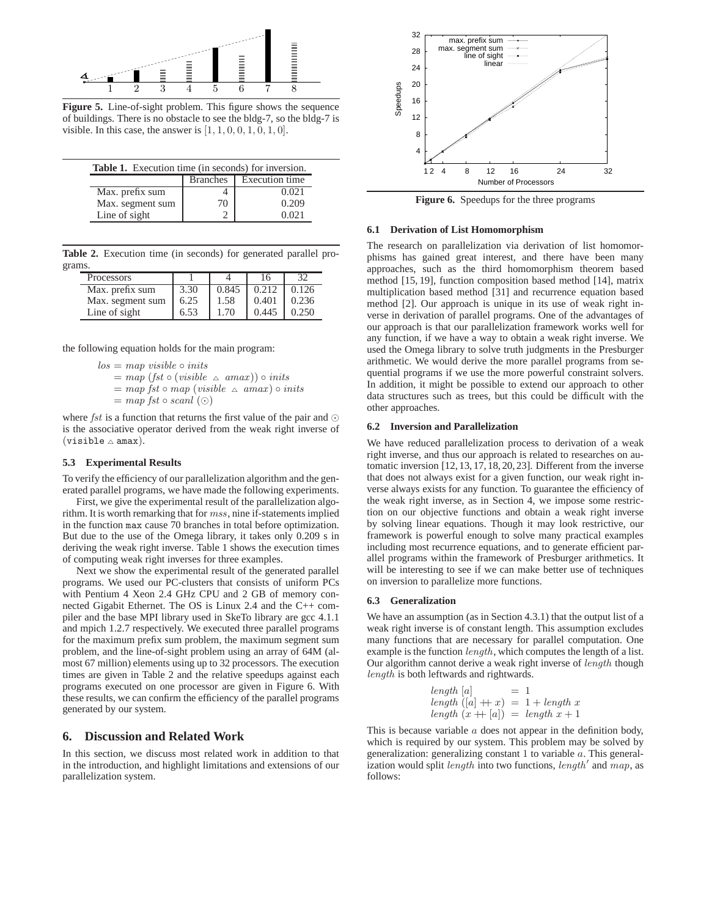**Figure 5.** Line-of-sight problem. This figure shows the sequence of buildings. There is no obstacle to see the bldg-7, so the bldg-7 is visible. In this case, the answer is $[1, 1, 0, 0, 1, 0, 1, 0]$.

**Table 1.** Execution time (in seconds) for inversion.

| | Branches | Execution time |
|---|---|---|
| Max. prefix sum | 4 | 0.021 |
| Max. segment sum | 70 | 0.209 |
| Line of sight | 2 | 0.021 |

**Table 2.** Execution time (in seconds) for generated parallel programs.

| Processors | 1 | 4 | 16 | 32 |
|---|---|---|---|---|
| Max. prefix sum | 3.30 | 0.845 | 0.212 | 0.126 |
| Max. segment sum | 6.25 | 1.58 | 0.401 | 0.236 |
| Line of sight | 6.53 | 1.70 | 0.445 | 0.250 |

the following equation holds for the main program:

$$
\begin{aligned}
los &= map\ visible \circ inits \\
&= map\ (fst \circ (visible\ \triangle\ amax)) \circ inits \\
&= map\ fst \circ map\ (visible\ \triangle\ amax) \circ inits \\
&= map\ fst \circ scanl\ (\odot)
\end{aligned}
$$

where $fst$ is a function that returns the first value of the pair and $\odot$ is the associative operator derived from the weak right inverse of (`visible` $\triangle$ `amax`).

### 5.3 Experimental Results

To verify the efficiency of our parallelization algorithm and the generated parallel programs, we have made the following experiments.

First, we give the experimental result of the parallelization algorithm. It is worth remarking that for $mss$, nine if-statements implied in the function `max` cause 70 branches in total before optimization. But due to the use of the Omega library, it takes only 0.209 s in deriving the weak right inverse. Table 1 shows the execution times of computing weak right inverses for three examples.

Next we show the experimental result of the generated parallel programs. We used our PC-clusters that consists of uniform PCs with Pentium 4 Xeon 2.4 GHz CPU and 2 GB of memory connected Gigabit Ethernet. The OS is Linux 2.4 and the C++ compiler and the base MPI library used in SkeTo library are gcc 4.1.1 and mpich 1.2.7 respectively. We executed three parallel programs for the maximum prefix sum problem, the maximum segment sum problem, and the line-of-sight problem using an array of 64M (almost 67 million) elements using up to 32 processors. The execution times are given in Table 2 and the relative speedups against each programs executed on one processor are given in Figure 6. With these results, we can confirm the efficiency of the parallel programs generated by our system.

## 6. Discussion and Related Work

In this section, we discuss most related work in addition to that in the introduction, and highlight limitations and extensions of our parallelization system.

**Figure 6.** Speedups for the three programs

### 6.1 Derivation of List Homomorphism

The research on parallelization via derivation of list homomorphisms has gained great interest, and there have been many approaches, such as the third homomorphism theorem based method [15, 19], function composition based method [14], matrix multiplication based method [31] and recurrence equation based method [2]. Our approach is unique in its use of weak right inverse in derivation of parallel programs. One of the advantages of our approach is that our parallelization framework works well for any function, if we have a way to obtain a weak right inverse. We used the Omega library to solve truth judgments in the Presburger arithmetic. We would derive the more parallel programs from sequential programs if we use the more powerful constraint solvers. In addition, it might be possible to extend our approach to other data structures such as trees, but this could be difficult with the other approaches.

### 6.2 Inversion and Parallelization

We have reduced parallelization process to derivation of a weak right inverse, and thus our approach is related to researches on automatic inversion [12, 13, 17, 18, 20, 23]. Different from the inverse that does not always exist for a given function, our weak right inverse always exists for any function. To guarantee the efficiency of the weak right inverse, as in Section 4, we impose some restriction on our objective functions and obtain a weak right inverse by solving linear equations. Though it may look restrictive, our framework is powerful enough to solve many practical examples including most recurrence equations, and to generate efficient parallel programs within the framework of Presburger arithmetics. It will be interesting to see if we can make better use of techniques on inversion to parallelize more functions.

### 6.3 Generalization

We have an assumption (as in Section 4.3.1) that the output list of a weak right inverse is of constant length. This assumption excludes many functions that are necessary for parallel computation. One example is the function $length$, which computes the length of a list. Our algorithm cannot derive a weak right inverse of $length$ though $length$ is both leftwards and rightwards.

$$
\begin{aligned}
length\ [a] &= 1 \\
length\ ([a] +\!\!+ x) &= 1 + length\ x \\
length\ (x +\!\!+ [a]) &= length\ x + 1
\end{aligned}
$$

This is because variable $a$ does not appear in the definition body, which is required by our system. This problem may be solved by generalization: generalizing constant 1 to variable $a$. This generalization would split $length$ into two functions, $length'$ and $map$, as follows: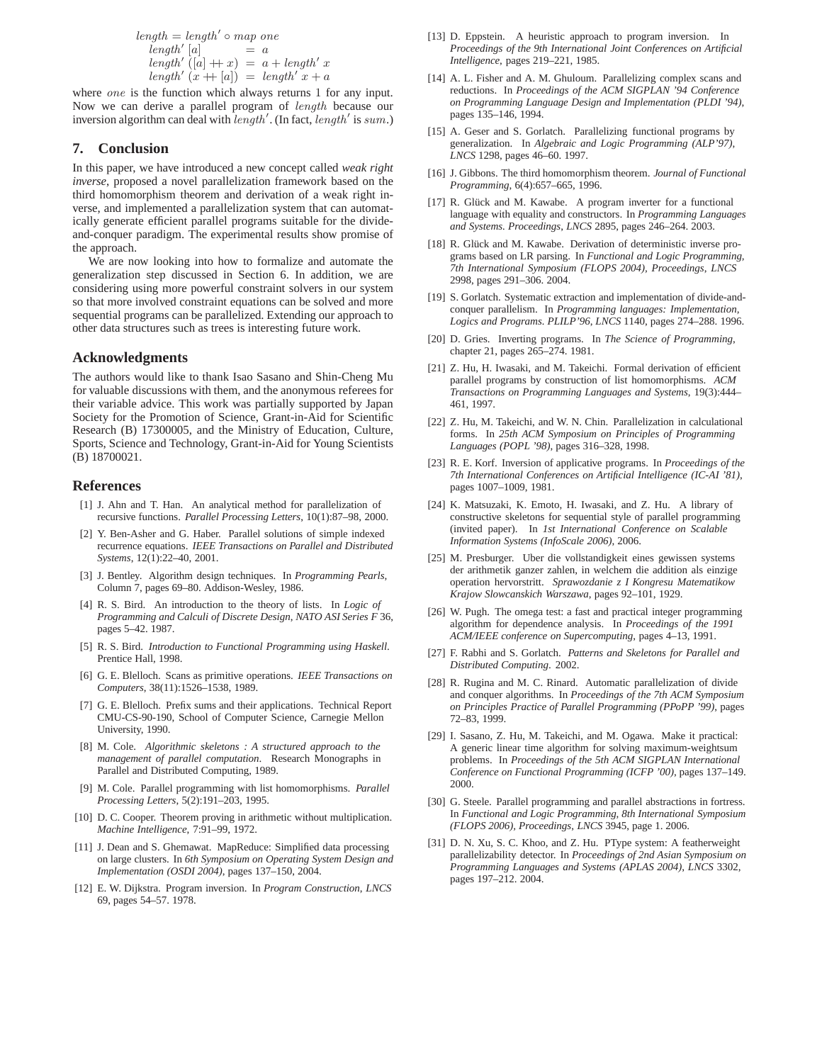$$
\begin{aligned}
&length = length' \circ map\ one \\
&\quad length'\ [a] \qquad\quad\ = a \\
&\quad length'\ ([a] ++ x) \ = \ a + length'\ x \\
&\quad length'\ (x ++ [a]) \ = \ length'\ x + a
\end{aligned}
$$

where $one$ is the function which always returns 1 for any input. Now we can derive a parallel program of $length$ because our inversion algorithm can deal with $length'$. (In fact, $length'$ is $sum$.)

## 7. Conclusion

In this paper, we have introduced a new concept called *weak right inverse*, proposed a novel parallelization framework based on the third homomorphism theorem and derivation of a weak right inverse, and implemented a parallelization system that can automatically generate efficient parallel programs suitable for the divide-and-conquer paradigm. The experimental results show promise of the approach.

We are now looking into how to formalize and automate the generalization step discussed in Section 6. In addition, we are considering using more powerful constraint solvers in our system so that more involved constraint equations can be solved and more sequential programs can be parallelized. Extending our approach to other data structures such as trees is interesting future work.

## Acknowledgments

The authors would like to thank Isao Sasano and Shin-Cheng Mu for valuable discussions with them, and the anonymous referees for their variable advice. This work was partially supported by Japan Society for the Promotion of Science, Grant-in-Aid for Scientific Research (B) 17300005, and the Ministry of Education, Culture, Sports, Science and Technology, Grant-in-Aid for Young Scientists (B) 18700021.

## References

[1] J. Ahn and T. Han. An analytical method for parallelization of recursive functions. *Parallel Processing Letters*, 10(1):87–98, 2000.

[2] Y. Ben-Asher and G. Haber. Parallel solutions of simple indexed recurrence equations. *IEEE Transactions on Parallel and Distributed Systems*, 12(1):22–40, 2001.

[3] J. Bentley. Algorithm design techniques. In *Programming Pearls*, Column 7, pages 69–80. Addison-Wesley, 1986.

[4] R. S. Bird. An introduction to the theory of lists. In *Logic of Programming and Calculi of Discrete Design, NATO ASI Series F* 36, pages 5–42. 1987.

[5] R. S. Bird. *Introduction to Functional Programming using Haskell*. Prentice Hall, 1998.

[6] G. E. Blelloch. Scans as primitive operations. *IEEE Transactions on Computers*, 38(11):1526–1538, 1989.

[7] G. E. Blelloch. Prefix sums and their applications. Technical Report CMU-CS-90-190, School of Computer Science, Carnegie Mellon University, 1990.

[8] M. Cole. *Algorithmic skeletons : A structured approach to the management of parallel computation*. Research Monographs in Parallel and Distributed Computing, 1989.

[9] M. Cole. Parallel programming with list homomorphisms. *Parallel Processing Letters*, 5(2):191–203, 1995.

[10] D. C. Cooper. Theorem proving in arithmetic without multiplication. *Machine Intelligence*, 7:91–99, 1972.

[11] J. Dean and S. Ghemawat. MapReduce: Simplified data processing on large clusters. In *6th Symposium on Operating System Design and Implementation (OSDI 2004)*, pages 137–150, 2004.

[12] E. W. Dijkstra. Program inversion. In *Program Construction, LNCS* 69, pages 54–57. 1978.

[13] D. Eppstein. A heuristic approach to program inversion. In *Proceedings of the 9th International Joint Conferences on Artificial Intelligence*, pages 219–221, 1985.

[14] A. L. Fisher and A. M. Ghuloum. Parallelizing complex scans and reductions. In *Proceedings of the ACM SIGPLAN '94 Conference on Programming Language Design and Implementation (PLDI '94)*, pages 135–146, 1994.

[15] A. Geser and S. Gorlatch. Parallelizing functional programs by generalization. In *Algebraic and Logic Programming (ALP'97), LNCS* 1298, pages 46–60. 1997.

[16] J. Gibbons. The third homomorphism theorem. *Journal of Functional Programming*, 6(4):657–665, 1996.

[17] R. Glück and M. Kawabe. A program inverter for a functional language with equality and constructors. In *Programming Languages and Systems. Proceedings, LNCS* 2895, pages 246–264. 2003.

[18] R. Glück and M. Kawabe. Derivation of deterministic inverse programs based on LR parsing. In *Functional and Logic Programming, 7th International Symposium (FLOPS 2004), Proceedings, LNCS* 2998, pages 291–306. 2004.

[19] S. Gorlatch. Systematic extraction and implementation of divide-and-conquer parallelism. In *Programming languages: Implementation, Logics and Programs. PLILP'96, LNCS* 1140, pages 274–288. 1996.

[20] D. Gries. Inverting programs. In *The Science of Programming*, chapter 21, pages 265–274. 1981.

[21] Z. Hu, H. Iwasaki, and M. Takeichi. Formal derivation of efficient parallel programs by construction of list homomorphisms. *ACM Transactions on Programming Languages and Systems*, 19(3):444–461, 1997.

[22] Z. Hu, M. Takeichi, and W. N. Chin. Parallelization in calculational forms. In *25th ACM Symposium on Principles of Programming Languages (POPL '98)*, pages 316–328, 1998.

[23] R. E. Korf. Inversion of applicative programs. In *Proceedings of the 7th International Conferences on Artificial Intelligence (IC-AI '81)*, pages 1007–1009, 1981.

[24] K. Matsuzaki, K. Emoto, H. Iwasaki, and Z. Hu. A library of constructive skeletons for sequential style of parallel programming (invited paper). In *1st International Conference on Scalable Information Systems (InfoScale 2006)*, 2006.

[25] M. Presburger. Uber die vollstandigkeit eines gewissen systems der arithmetik ganzer zahlen, in welchem die addition als einzige operation hervorstritt. *Sprawozdanie z I Kongresu Matematikow Krajow Slowcanskich Warszawa*, pages 92–101, 1929.

[26] W. Pugh. The omega test: a fast and practical integer programming algorithm for dependence analysis. In *Proceedings of the 1991 ACM/IEEE conference on Supercomputing*, pages 4–13, 1991.

[27] F. Rabhi and S. Gorlatch. *Patterns and Skeletons for Parallel and Distributed Computing*. 2002.

[28] R. Rugina and M. C. Rinard. Automatic parallelization of divide and conquer algorithms. In *Proceedings of the 7th ACM Symposium on Principles Practice of Parallel Programming (PPoPP '99)*, pages 72–83, 1999.

[29] I. Sasano, Z. Hu, M. Takeichi, and M. Ogawa. Make it practical: A generic linear time algorithm for solving maximum-weightsum problems. In *Proceedings of the 5th ACM SIGPLAN International Conference on Functional Programming (ICFP '00)*, pages 137–149. 2000.

[30] G. Steele. Parallel programming and parallel abstractions in fortress. In *Functional and Logic Programming, 8th International Symposium (FLOPS 2006), Proceedings, LNCS* 3945, page 1. 2006.

[31] D. N. Xu, S. C. Khoo, and Z. Hu. PType system: A featherweight parallelizability detector. In *Proceedings of 2nd Asian Symposium on Programming Languages and Systems (APLAS 2004), LNCS* 3302, pages 197–212. 2004.